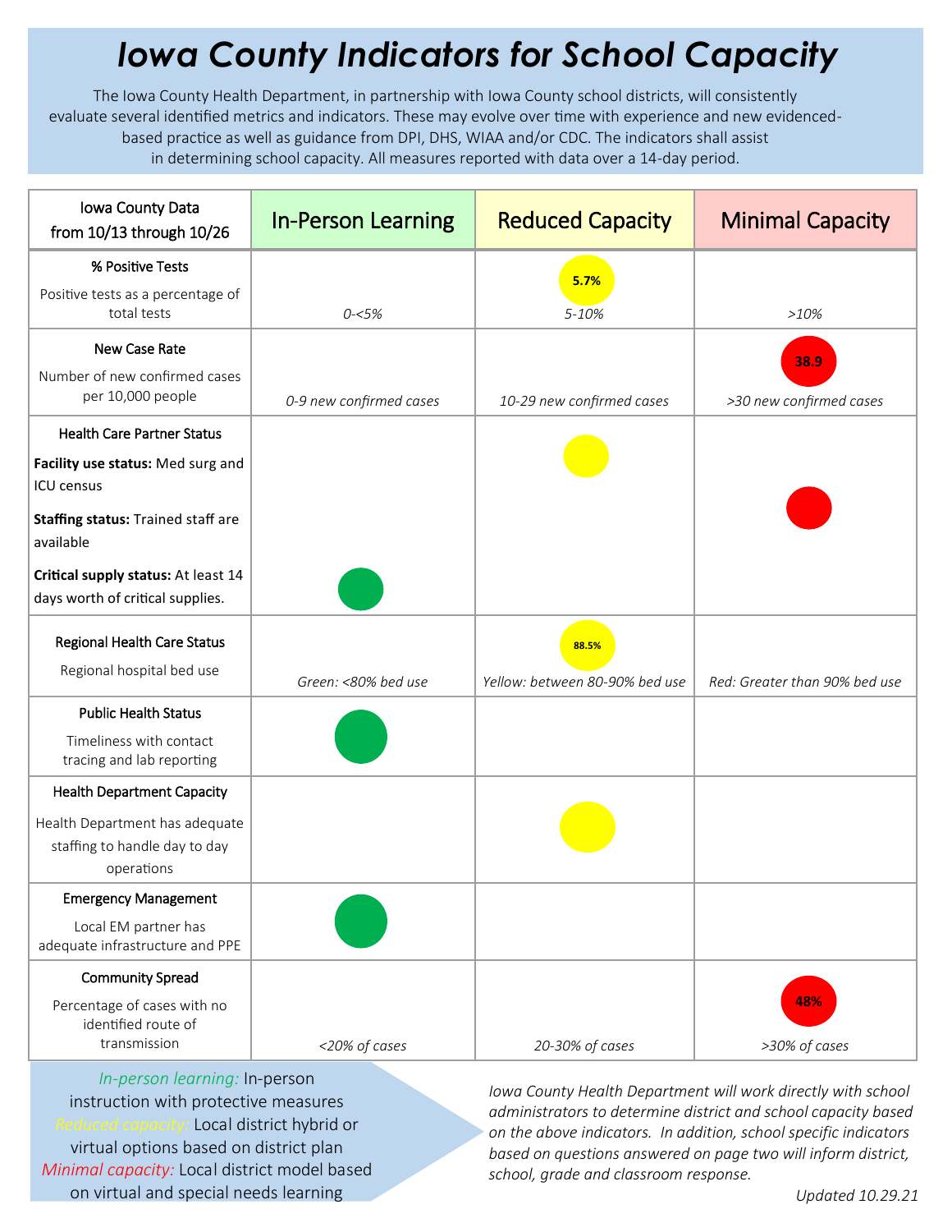# Iowa County Indicators for School Capacity

The Iowa County Health Department, in partnership with Iowa County school districts, will consistently evaluate several identified metrics and indicators. These may evolve over time with experience and new evidenced-based practice as well as guidance from DPI, DHS, WIAA and/or CDC. The indicators shall assist in determining school capacity. All measures reported with data over a 14-day period.

| Iowa County Data from 10/13 through 10/26 | In-Person Learning | Reduced Capacity | Minimal Capacity |
|---|---|---|---|
| **% Positive Tests**<br>Positive tests as a percentage of total tests | *0-<5%* | 5.7%<br>*5-10%* | *>10%* |
| **New Case Rate**<br>Number of new confirmed cases per 10,000 people | *0-9 new confirmed cases* | *10-29 new confirmed cases* | 38.9<br>*>30 new confirmed cases* |
| **Health Care Partner Status**<br>**Facility use status:** Med surg and ICU census<br>**Staffing status:** Trained staff are available<br>**Critical supply status:** At least 14 days worth of critical supplies. | ● (Critical supply status) | ● (Facility use status) | ● (Staffing status) |
| **Regional Health Care Status**<br>Regional hospital bed use | *Green: <80% bed use* | 88.5%<br>*Yellow: between 80-90% bed use* | *Red: Greater than 90% bed use* |
| **Public Health Status**<br>Timeliness with contact tracing and lab reporting | ● | | |
| **Health Department Capacity**<br>Health Department has adequate staffing to handle day to day operations | | ● | |
| **Emergency Management**<br>Local EM partner has adequate infrastructure and PPE | ● | | |
| **Community Spread**<br>Percentage of cases with no identified route of transmission | *<20% of cases* | *20-30% of cases* | 48%<br>*>30% of cases* |

*In-person learning:* In-person instruction with protective measures
*Reduced capacity:* Local district hybrid or virtual options based on district plan
*Minimal capacity:* Local district model based on virtual and special needs learning

*Iowa County Health Department will work directly with school administrators to determine district and school capacity based on the above indicators. In addition, school specific indicators based on questions answered on page two will inform district, school, grade and classroom response.*

*Updated 10.29.21*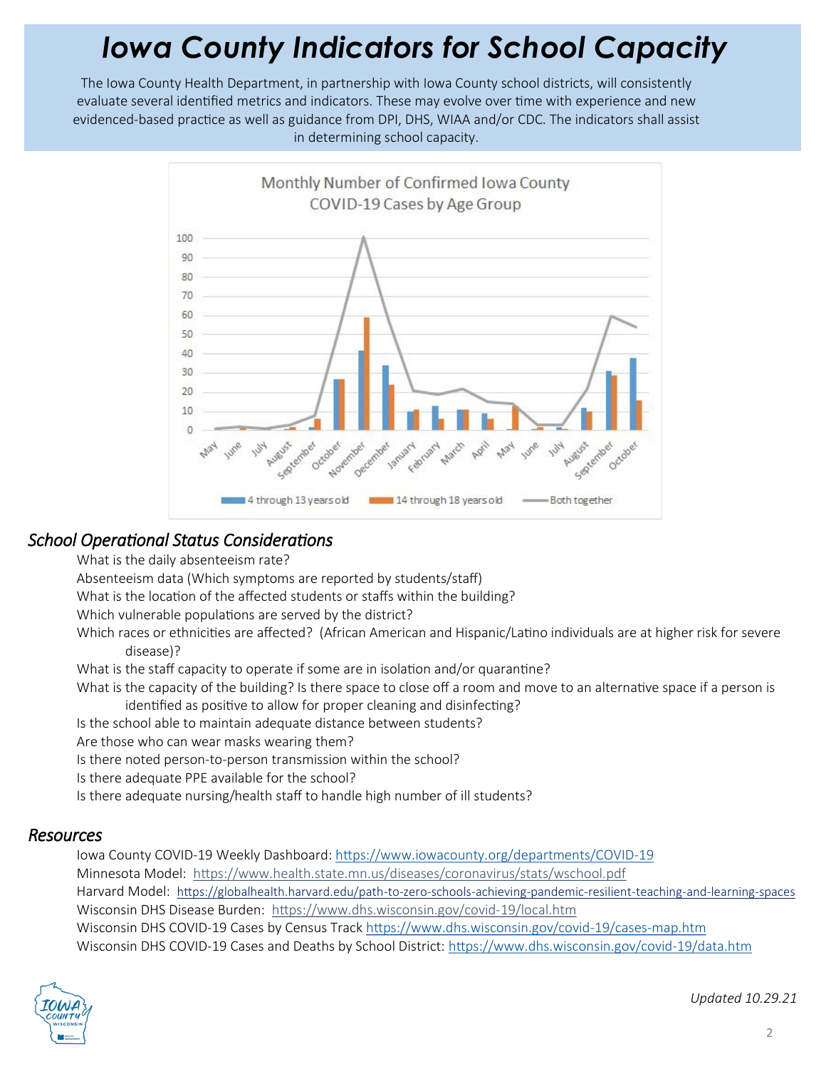# *Iowa County Indicators for School Capacity*

The Iowa County Health Department, in partnership with Iowa County school districts, will consistently evaluate several identified metrics and indicators. These may evolve over time with experience and new evidenced-based practice as well as guidance from DPI, DHS, WIAA and/or CDC. The indicators shall assist in determining school capacity.

Monthly Number of Confirmed Iowa County COVID-19 Cases by Age Group

100
90
80
70
60
50
40
30
20
10
0

May
June
July
August
September
October
November
December
January
February
March
April
May
June
July
August
September
October

4 through 13 years old
14 through 18 years old
Both together

## *School Operational Status Considerations*

What is the daily absenteeism rate?
Absenteeism data (Which symptoms are reported by students/staff)
What is the location of the affected students or staffs within the building?
Which vulnerable populations are served by the district?
Which races or ethnicities are affected? (African American and Hispanic/Latino individuals are at higher risk for severe disease)?
What is the staff capacity to operate if some are in isolation and/or quarantine?
What is the capacity of the building? Is there space to close off a room and move to an alternative space if a person is identified as positive to allow for proper cleaning and disinfecting?
Is the school able to maintain adequate distance between students?
Are those who can wear masks wearing them?
Is there noted person-to-person transmission within the school?
Is there adequate PPE available for the school?
Is there adequate nursing/health staff to handle high number of ill students?

## *Resources*

Iowa County COVID-19 Weekly Dashboard: https://www.iowacounty.org/departments/COVID-19
Minnesota Model: https://www.health.state.mn.us/diseases/coronavirus/stats/wschool.pdf
Harvard Model: https://globalhealth.harvard.edu/path-to-zero-schools-achieving-pandemic-resilient-teaching-and-learning-spaces
Wisconsin DHS Disease Burden: https://www.dhs.wisconsin.gov/covid-19/local.htm
Wisconsin DHS COVID-19 Cases by Census Track https://www.dhs.wisconsin.gov/covid-19/cases-map.htm
Wisconsin DHS COVID-19 Cases and Deaths by School District: https://www.dhs.wisconsin.gov/covid-19/data.htm

*Updated 10.29.21*